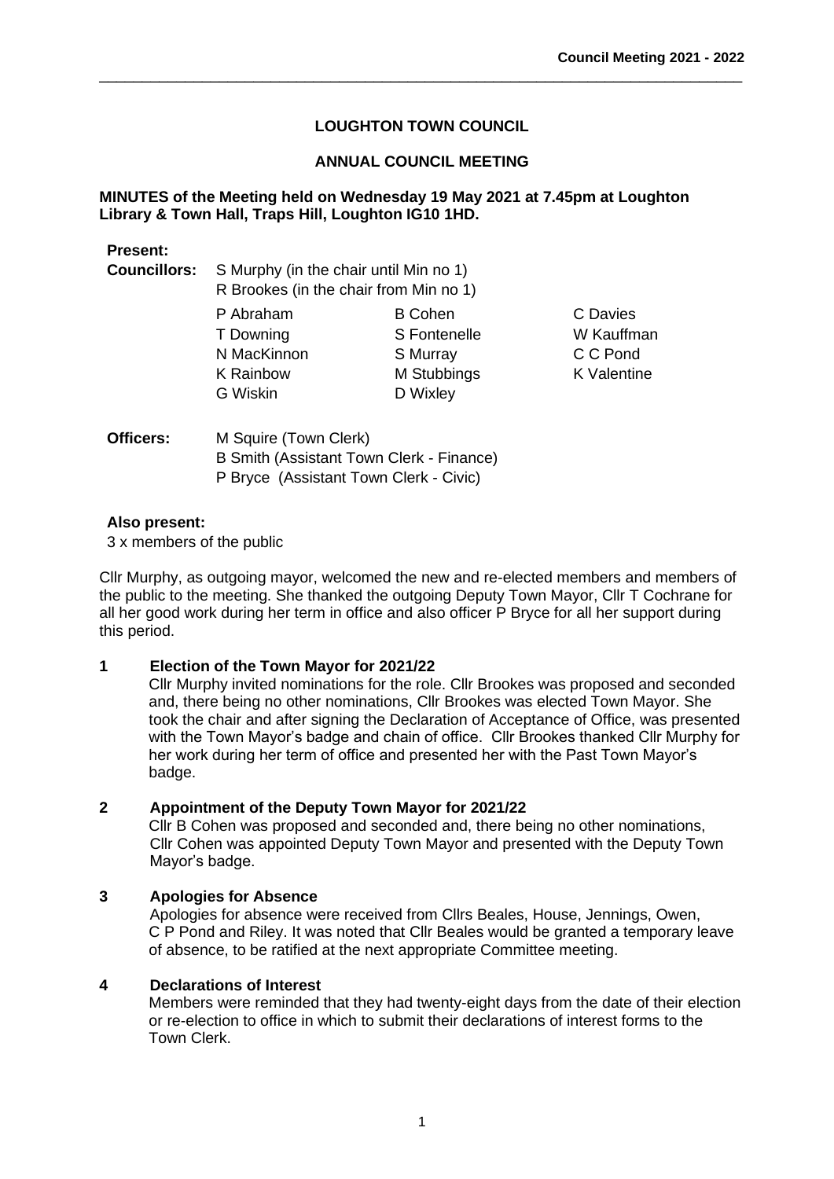# LOUGHTON TOWN COUNCIL

## ANNUAL COUNCIL MEETING

**MINUTES of the Meeting held on Wednesday 19 May 2021 at 7.45pm at Loughton Library & Town Hall, Traps Hill, Loughton IG10 1HD.**

**Present:**

**Councillors:** S Murphy (in the chair until Min no 1)
R Brookes (in the chair from Min no 1)

| | | |
|---|---|---|
| P Abraham | B Cohen | C Davies |
| T Downing | S Fontenelle | W Kauffman |
| N MacKinnon | S Murray | C C Pond |
| K Rainbow | M Stubbings | K Valentine |
| G Wiskin | D Wixley | |

**Officers:** M Squire (Town Clerk)
B Smith (Assistant Town Clerk - Finance)
P Bryce (Assistant Town Clerk - Civic)

**Also present:**

3 x members of the public

Cllr Murphy, as outgoing mayor, welcomed the new and re-elected members and members of the public to the meeting. She thanked the outgoing Deputy Town Mayor, Cllr T Cochrane for all her good work during her term in office and also officer P Bryce for all her support during this period.

### 1 Election of the Town Mayor for 2021/22

Cllr Murphy invited nominations for the role. Cllr Brookes was proposed and seconded and, there being no other nominations, Cllr Brookes was elected Town Mayor. She took the chair and after signing the Declaration of Acceptance of Office, was presented with the Town Mayor's badge and chain of office. Cllr Brookes thanked Cllr Murphy for her work during her term of office and presented her with the Past Town Mayor's badge.

### 2 Appointment of the Deputy Town Mayor for 2021/22

Cllr B Cohen was proposed and seconded and, there being no other nominations, Cllr Cohen was appointed Deputy Town Mayor and presented with the Deputy Town Mayor's badge.

### 3 Apologies for Absence

Apologies for absence were received from Cllrs Beales, House, Jennings, Owen, C P Pond and Riley. It was noted that Cllr Beales would be granted a temporary leave of absence, to be ratified at the next appropriate Committee meeting.

### 4 Declarations of Interest

Members were reminded that they had twenty-eight days from the date of their election or re-election to office in which to submit their declarations of interest forms to the Town Clerk.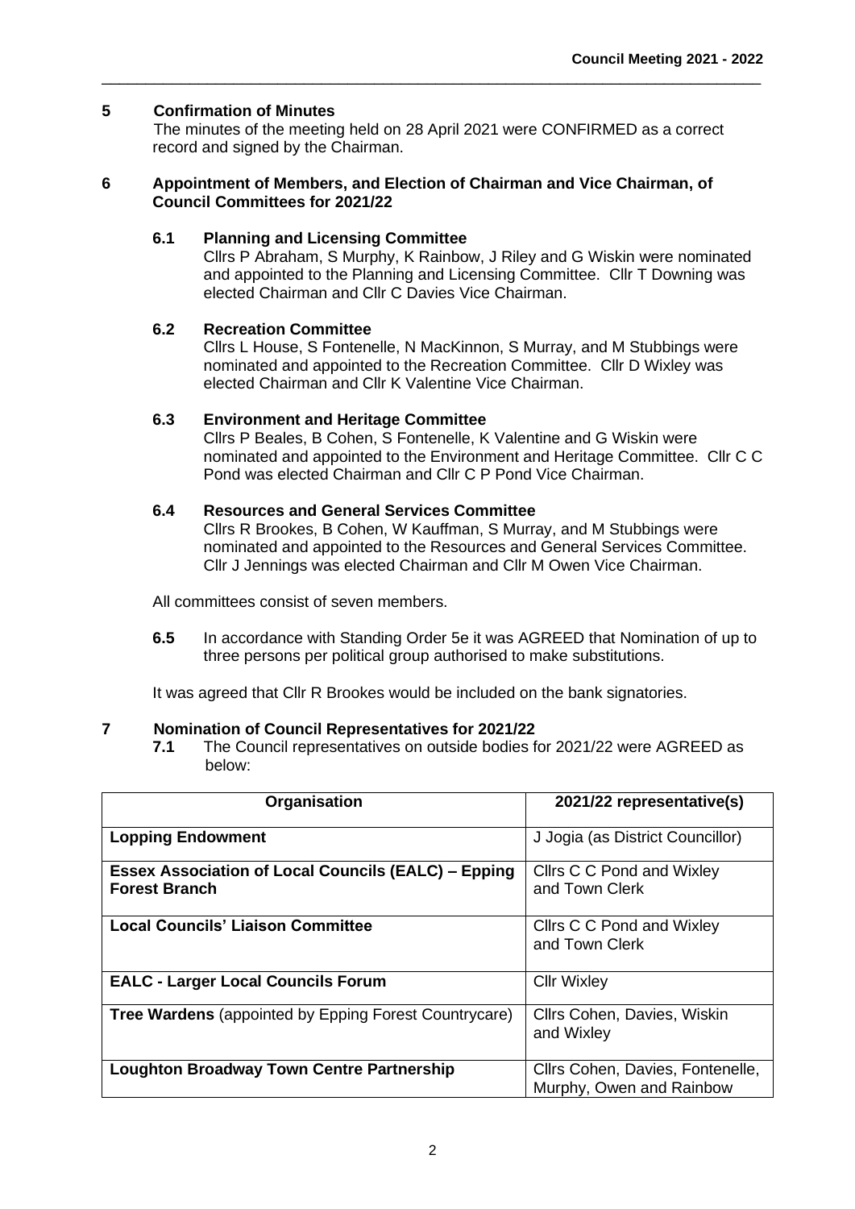## 5 Confirmation of Minutes

The minutes of the meeting held on 28 April 2021 were CONFIRMED as a correct record and signed by the Chairman.

## 6 Appointment of Members, and Election of Chairman and Vice Chairman, of Council Committees for 2021/22

### 6.1 Planning and Licensing Committee

Cllrs P Abraham, S Murphy, K Rainbow, J Riley and G Wiskin were nominated and appointed to the Planning and Licensing Committee. Cllr T Downing was elected Chairman and Cllr C Davies Vice Chairman.

### 6.2 Recreation Committee

Cllrs L House, S Fontenelle, N MacKinnon, S Murray, and M Stubbings were nominated and appointed to the Recreation Committee. Cllr D Wixley was elected Chairman and Cllr K Valentine Vice Chairman.

### 6.3 Environment and Heritage Committee

Cllrs P Beales, B Cohen, S Fontenelle, K Valentine and G Wiskin were nominated and appointed to the Environment and Heritage Committee. Cllr C C Pond was elected Chairman and Cllr C P Pond Vice Chairman.

### 6.4 Resources and General Services Committee

Cllrs R Brookes, B Cohen, W Kauffman, S Murray, and M Stubbings were nominated and appointed to the Resources and General Services Committee. Cllr J Jennings was elected Chairman and Cllr M Owen Vice Chairman.

All committees consist of seven members.

**6.5** In accordance with Standing Order 5e it was AGREED that Nomination of up to three persons per political group authorised to make substitutions.

It was agreed that Cllr R Brookes would be included on the bank signatories.

## 7 Nomination of Council Representatives for 2021/22

**7.1** The Council representatives on outside bodies for 2021/22 were AGREED as below:

| Organisation | 2021/22 representative(s) |
|---|---|
| **Lopping Endowment** | J Jogia (as District Councillor) |
| **Essex Association of Local Councils (EALC) – Epping Forest Branch** | Cllrs C C Pond and Wixley and Town Clerk |
| **Local Councils' Liaison Committee** | Cllrs C C Pond and Wixley and Town Clerk |
| **EALC - Larger Local Councils Forum** | Cllr Wixley |
| **Tree Wardens** (appointed by Epping Forest Countrycare) | Cllrs Cohen, Davies, Wiskin and Wixley |
| **Loughton Broadway Town Centre Partnership** | Cllrs Cohen, Davies, Fontenelle, Murphy, Owen and Rainbow |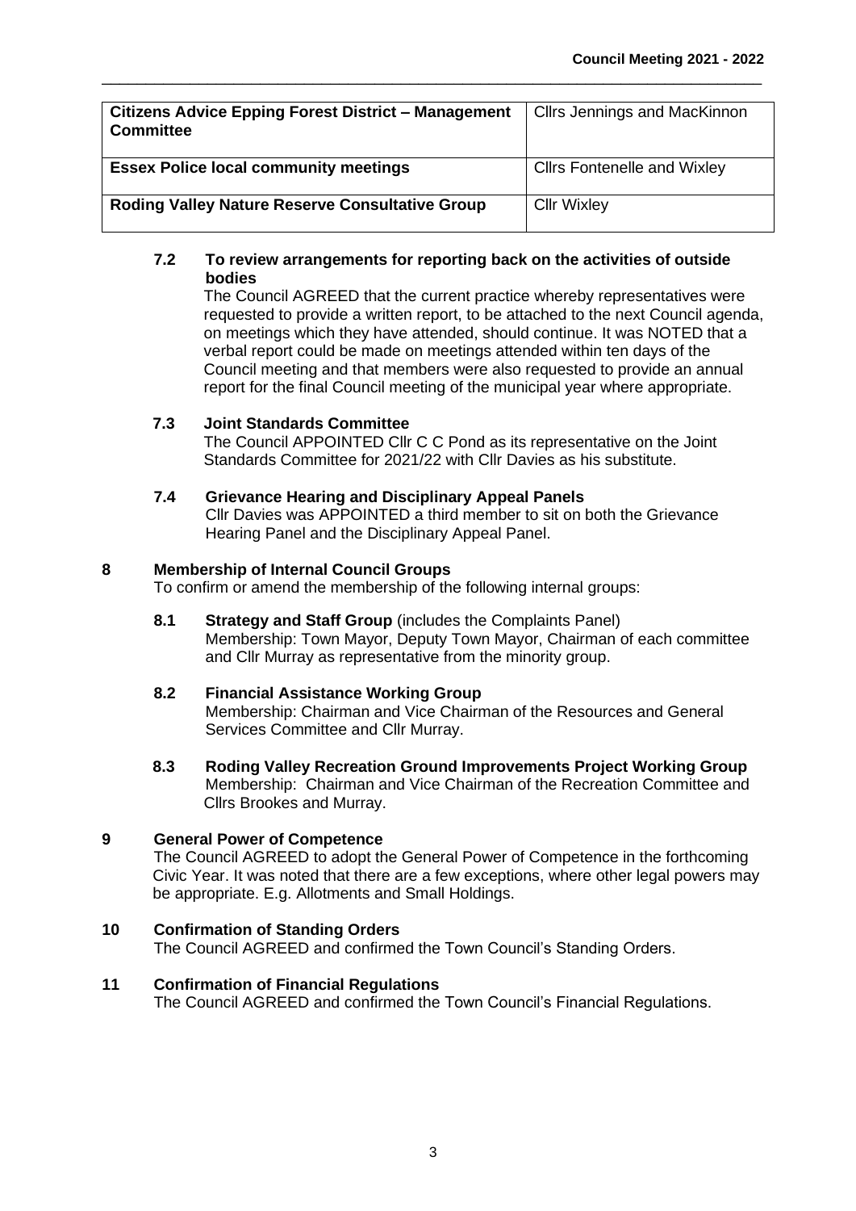| **Citizens Advice Epping Forest District – Management Committee** | Cllrs Jennings and MacKinnon |
|---|---|
| **Essex Police local community meetings** | Cllrs Fontenelle and Wixley |
| **Roding Valley Nature Reserve Consultative Group** | Cllr Wixley |

**7.2 To review arrangements for reporting back on the activities of outside bodies**

The Council AGREED that the current practice whereby representatives were requested to provide a written report, to be attached to the next Council agenda, on meetings which they have attended, should continue. It was NOTED that a verbal report could be made on meetings attended within ten days of the Council meeting and that members were also requested to provide an annual report for the final Council meeting of the municipal year where appropriate.

**7.3 Joint Standards Committee**

The Council APPOINTED Cllr C C Pond as its representative on the Joint Standards Committee for 2021/22 with Cllr Davies as his substitute.

**7.4 Grievance Hearing and Disciplinary Appeal Panels**

Cllr Davies was APPOINTED a third member to sit on both the Grievance Hearing Panel and the Disciplinary Appeal Panel.

## 8 Membership of Internal Council Groups

To confirm or amend the membership of the following internal groups:

**8.1 Strategy and Staff Group** (includes the Complaints Panel)

Membership: Town Mayor, Deputy Town Mayor, Chairman of each committee and Cllr Murray as representative from the minority group.

**8.2 Financial Assistance Working Group**

Membership: Chairman and Vice Chairman of the Resources and General Services Committee and Cllr Murray.

**8.3 Roding Valley Recreation Ground Improvements Project Working Group**

Membership: Chairman and Vice Chairman of the Recreation Committee and Cllrs Brookes and Murray.

## 9 General Power of Competence

The Council AGREED to adopt the General Power of Competence in the forthcoming Civic Year. It was noted that there are a few exceptions, where other legal powers may be appropriate. E.g. Allotments and Small Holdings.

## 10 Confirmation of Standing Orders

The Council AGREED and confirmed the Town Council's Standing Orders.

## 11 Confirmation of Financial Regulations

The Council AGREED and confirmed the Town Council's Financial Regulations.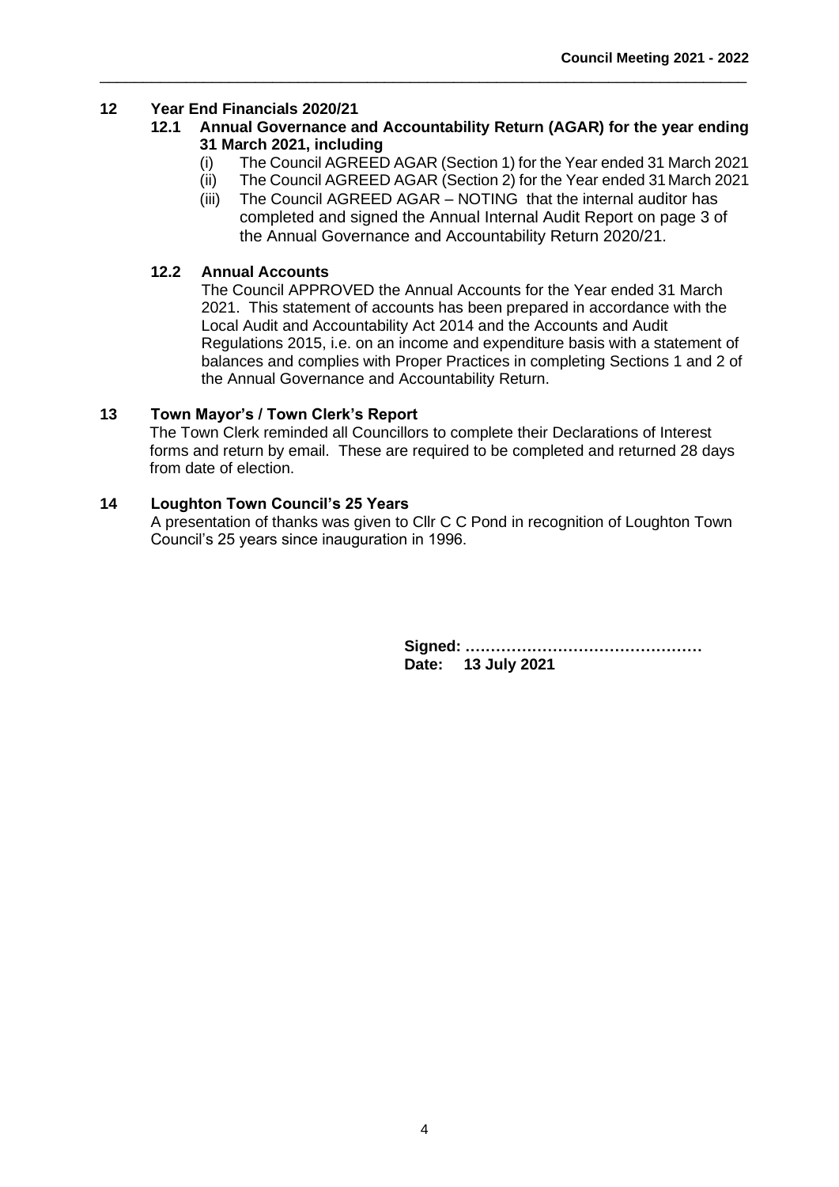## 12 Year End Financials 2020/21

### 12.1 Annual Governance and Accountability Return (AGAR) for the year ending 31 March 2021, including

(i) The Council AGREED AGAR (Section 1) for the Year ended 31 March 2021
(ii) The Council AGREED AGAR (Section 2) for the Year ended 31 March 2021
(iii) The Council AGREED AGAR – NOTING that the internal auditor has completed and signed the Annual Internal Audit Report on page 3 of the Annual Governance and Accountability Return 2020/21.

### 12.2 Annual Accounts

The Council APPROVED the Annual Accounts for the Year ended 31 March 2021. This statement of accounts has been prepared in accordance with the Local Audit and Accountability Act 2014 and the Accounts and Audit Regulations 2015, i.e. on an income and expenditure basis with a statement of balances and complies with Proper Practices in completing Sections 1 and 2 of the Annual Governance and Accountability Return.

## 13 Town Mayor's / Town Clerk's Report

The Town Clerk reminded all Councillors to complete their Declarations of Interest forms and return by email. These are required to be completed and returned 28 days from date of election.

## 14 Loughton Town Council's 25 Years

A presentation of thanks was given to Cllr C C Pond in recognition of Loughton Town Council's 25 years since inauguration in 1996.

**Signed: ………………………………………**
**Date: 13 July 2021**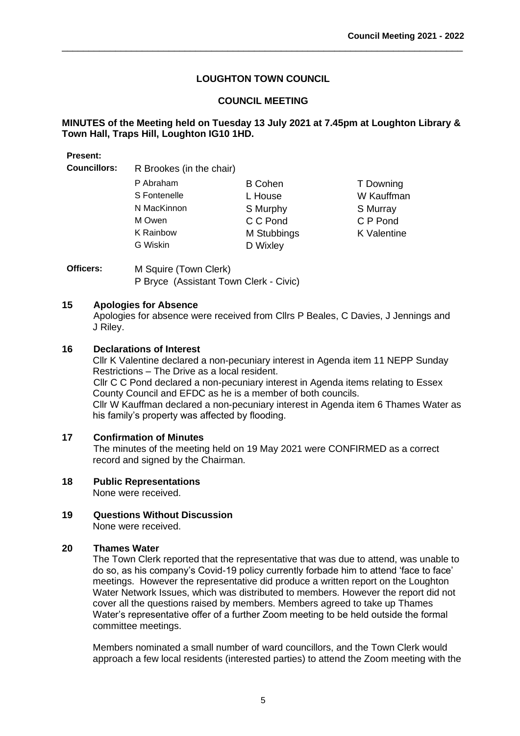## LOUGHTON TOWN COUNCIL

### COUNCIL MEETING

**MINUTES of the Meeting held on Tuesday 13 July 2021 at 7.45pm at Loughton Library & Town Hall, Traps Hill, Loughton IG10 1HD.**

**Present:**

**Councillors:** R Brookes (in the chair)

| | | |
|---|---|---|
| P Abraham | B Cohen | T Downing |
| S Fontenelle | L House | W Kauffman |
| N MacKinnon | S Murphy | S Murray |
| M Owen | C C Pond | C P Pond |
| K Rainbow | M Stubbings | K Valentine |
| G Wiskin | D Wixley | |

**Officers:** M Squire (Town Clerk)
P Bryce (Assistant Town Clerk - Civic)

**15 Apologies for Absence**

Apologies for absence were received from Cllrs P Beales, C Davies, J Jennings and J Riley.

**16 Declarations of Interest**

Cllr K Valentine declared a non-pecuniary interest in Agenda item 11 NEPP Sunday Restrictions – The Drive as a local resident.

Cllr C C Pond declared a non-pecuniary interest in Agenda items relating to Essex County Council and EFDC as he is a member of both councils.

Cllr W Kauffman declared a non-pecuniary interest in Agenda item 6 Thames Water as his family's property was affected by flooding.

**17 Confirmation of Minutes**

The minutes of the meeting held on 19 May 2021 were CONFIRMED as a correct record and signed by the Chairman.

**18 Public Representations**

None were received.

**19 Questions Without Discussion**

None were received.

**20 Thames Water**

The Town Clerk reported that the representative that was due to attend, was unable to do so, as his company's Covid-19 policy currently forbade him to attend 'face to face' meetings. However the representative did produce a written report on the Loughton Water Network Issues, which was distributed to members. However the report did not cover all the questions raised by members. Members agreed to take up Thames Water's representative offer of a further Zoom meeting to be held outside the formal committee meetings.

Members nominated a small number of ward councillors, and the Town Clerk would approach a few local residents (interested parties) to attend the Zoom meeting with the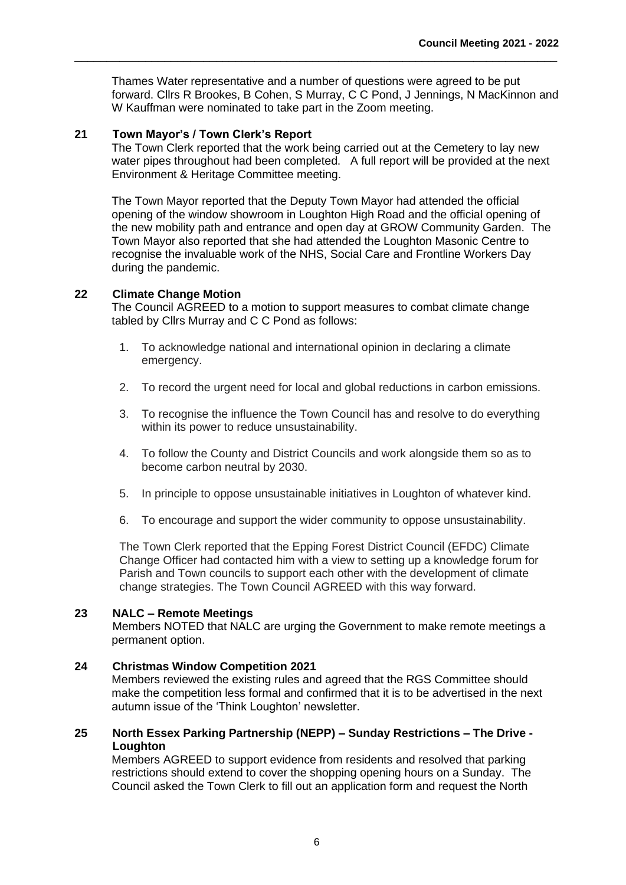Thames Water representative and a number of questions were agreed to be put forward. Cllrs R Brookes, B Cohen, S Murray, C C Pond, J Jennings, N MacKinnon and W Kauffman were nominated to take part in the Zoom meeting.

## 21 Town Mayor's / Town Clerk's Report

The Town Clerk reported that the work being carried out at the Cemetery to lay new water pipes throughout had been completed. A full report will be provided at the next Environment & Heritage Committee meeting.

The Town Mayor reported that the Deputy Town Mayor had attended the official opening of the window showroom in Loughton High Road and the official opening of the new mobility path and entrance and open day at GROW Community Garden. The Town Mayor also reported that she had attended the Loughton Masonic Centre to recognise the invaluable work of the NHS, Social Care and Frontline Workers Day during the pandemic.

## 22 Climate Change Motion

The Council AGREED to a motion to support measures to combat climate change tabled by Cllrs Murray and C C Pond as follows:

1. To acknowledge national and international opinion in declaring a climate emergency.
2. To record the urgent need for local and global reductions in carbon emissions.
3. To recognise the influence the Town Council has and resolve to do everything within its power to reduce unsustainability.
4. To follow the County and District Councils and work alongside them so as to become carbon neutral by 2030.
5. In principle to oppose unsustainable initiatives in Loughton of whatever kind.
6. To encourage and support the wider community to oppose unsustainability.

The Town Clerk reported that the Epping Forest District Council (EFDC) Climate Change Officer had contacted him with a view to setting up a knowledge forum for Parish and Town councils to support each other with the development of climate change strategies. The Town Council AGREED with this way forward.

## 23 NALC – Remote Meetings

Members NOTED that NALC are urging the Government to make remote meetings a permanent option.

## 24 Christmas Window Competition 2021

Members reviewed the existing rules and agreed that the RGS Committee should make the competition less formal and confirmed that it is to be advertised in the next autumn issue of the 'Think Loughton' newsletter.

## 25 North Essex Parking Partnership (NEPP) – Sunday Restrictions – The Drive - Loughton

Members AGREED to support evidence from residents and resolved that parking restrictions should extend to cover the shopping opening hours on a Sunday. The Council asked the Town Clerk to fill out an application form and request the North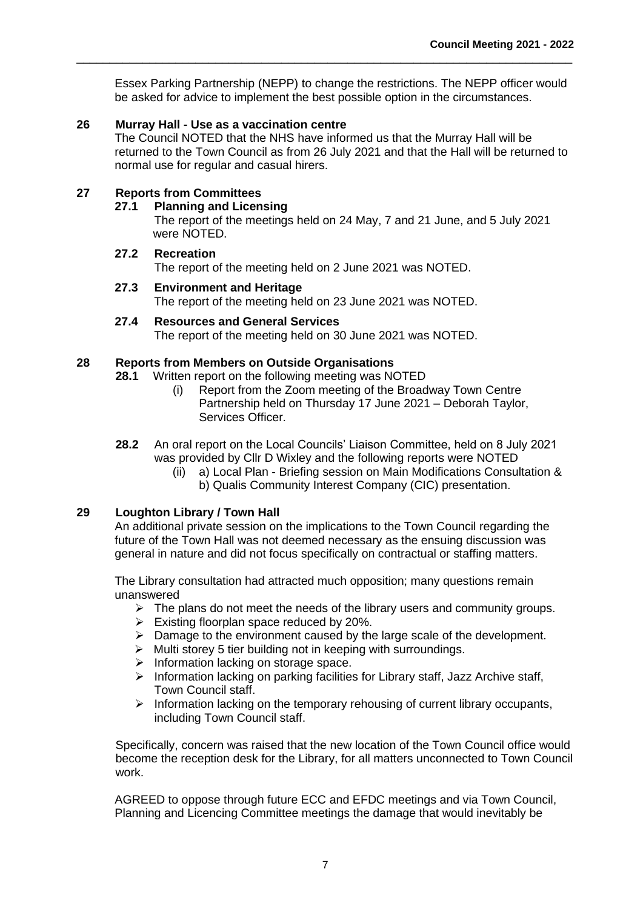Essex Parking Partnership (NEPP) to change the restrictions. The NEPP officer would be asked for advice to implement the best possible option in the circumstances.

**26 Murray Hall - Use as a vaccination centre**

The Council NOTED that the NHS have informed us that the Murray Hall will be returned to the Town Council as from 26 July 2021 and that the Hall will be returned to normal use for regular and casual hirers.

**27 Reports from Committees**

**27.1 Planning and Licensing**

The report of the meetings held on 24 May, 7 and 21 June, and 5 July 2021 were NOTED.

**27.2 Recreation**

The report of the meeting held on 2 June 2021 was NOTED.

**27.3 Environment and Heritage**

The report of the meeting held on 23 June 2021 was NOTED.

**27.4 Resources and General Services**

The report of the meeting held on 30 June 2021 was NOTED.

**28 Reports from Members on Outside Organisations**

**28.1** Written report on the following meeting was NOTED

(i) Report from the Zoom meeting of the Broadway Town Centre Partnership held on Thursday 17 June 2021 – Deborah Taylor, Services Officer.

**28.2** An oral report on the Local Councils' Liaison Committee, held on 8 July 2021 was provided by Cllr D Wixley and the following reports were NOTED

(ii) a) Local Plan - Briefing session on Main Modifications Consultation &
b) Qualis Community Interest Company (CIC) presentation.

**29 Loughton Library / Town Hall**

An additional private session on the implications to the Town Council regarding the future of the Town Hall was not deemed necessary as the ensuing discussion was general in nature and did not focus specifically on contractual or staffing matters.

The Library consultation had attracted much opposition; many questions remain unanswered

- The plans do not meet the needs of the library users and community groups.
- Existing floorplan space reduced by 20%.
- Damage to the environment caused by the large scale of the development.
- Multi storey 5 tier building not in keeping with surroundings.
- Information lacking on storage space.
- Information lacking on parking facilities for Library staff, Jazz Archive staff, Town Council staff.
- Information lacking on the temporary rehousing of current library occupants, including Town Council staff.

Specifically, concern was raised that the new location of the Town Council office would become the reception desk for the Library, for all matters unconnected to Town Council work.

AGREED to oppose through future ECC and EFDC meetings and via Town Council, Planning and Licencing Committee meetings the damage that would inevitably be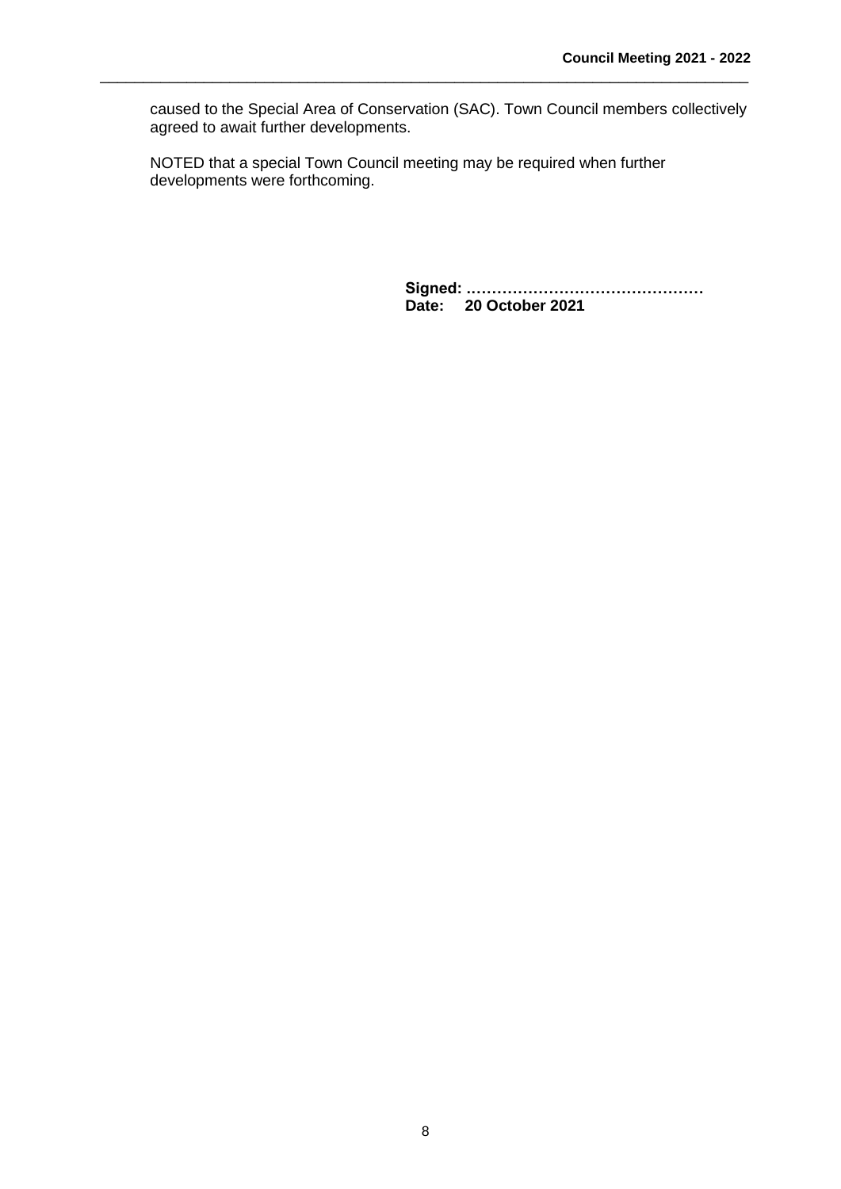caused to the Special Area of Conservation (SAC). Town Council members collectively agreed to await further developments.

NOTED that a special Town Council meeting may be required when further developments were forthcoming.

**Signed: ………………………………………**
**Date: 20 October 2021**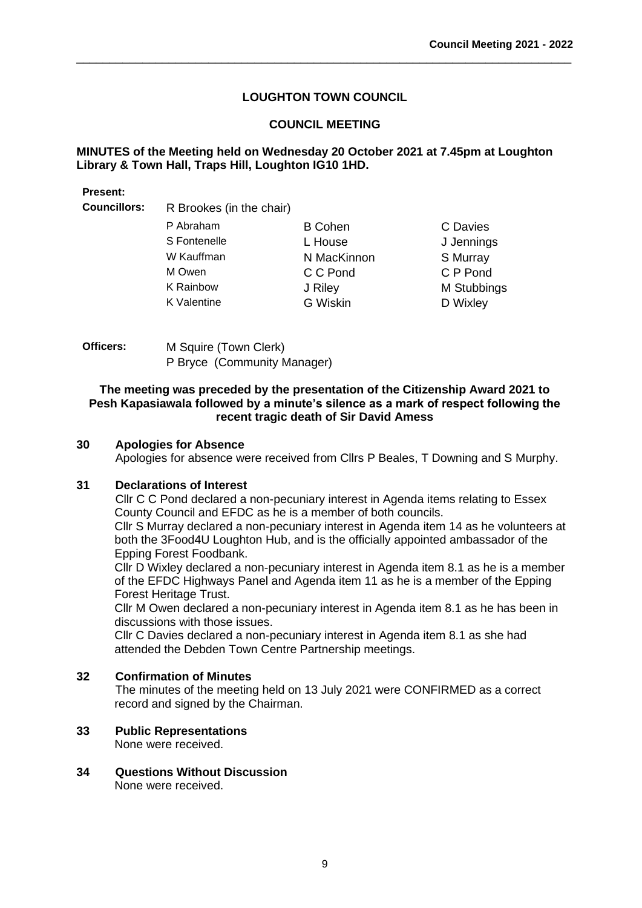## LOUGHTON TOWN COUNCIL

## COUNCIL MEETING

**MINUTES of the Meeting held on Wednesday 20 October 2021 at 7.45pm at Loughton Library & Town Hall, Traps Hill, Loughton IG10 1HD.**

**Present:**

**Councillors:** R Brookes (in the chair)

| | | |
|---|---|---|
| P Abraham | B Cohen | C Davies |
| S Fontenelle | L House | J Jennings |
| W Kauffman | N MacKinnon | S Murray |
| M Owen | C C Pond | C P Pond |
| K Rainbow | J Riley | M Stubbings |
| K Valentine | G Wiskin | D Wixley |

**Officers:** M Squire (Town Clerk)
P Bryce (Community Manager)

**The meeting was preceded by the presentation of the Citizenship Award 2021 to Pesh Kapasiawala followed by a minute's silence as a mark of respect following the recent tragic death of Sir David Amess**

### 30 Apologies for Absence

Apologies for absence were received from Cllrs P Beales, T Downing and S Murphy.

### 31 Declarations of Interest

Cllr C C Pond declared a non-pecuniary interest in Agenda items relating to Essex County Council and EFDC as he is a member of both councils.

Cllr S Murray declared a non-pecuniary interest in Agenda item 14 as he volunteers at both the 3Food4U Loughton Hub, and is the officially appointed ambassador of the Epping Forest Foodbank.

Cllr D Wixley declared a non-pecuniary interest in Agenda item 8.1 as he is a member of the EFDC Highways Panel and Agenda item 11 as he is a member of the Epping Forest Heritage Trust.

Cllr M Owen declared a non-pecuniary interest in Agenda item 8.1 as he has been in discussions with those issues.

Cllr C Davies declared a non-pecuniary interest in Agenda item 8.1 as she had attended the Debden Town Centre Partnership meetings.

### 32 Confirmation of Minutes

The minutes of the meeting held on 13 July 2021 were CONFIRMED as a correct record and signed by the Chairman.

### 33 Public Representations

None were received.

### 34 Questions Without Discussion

None were received.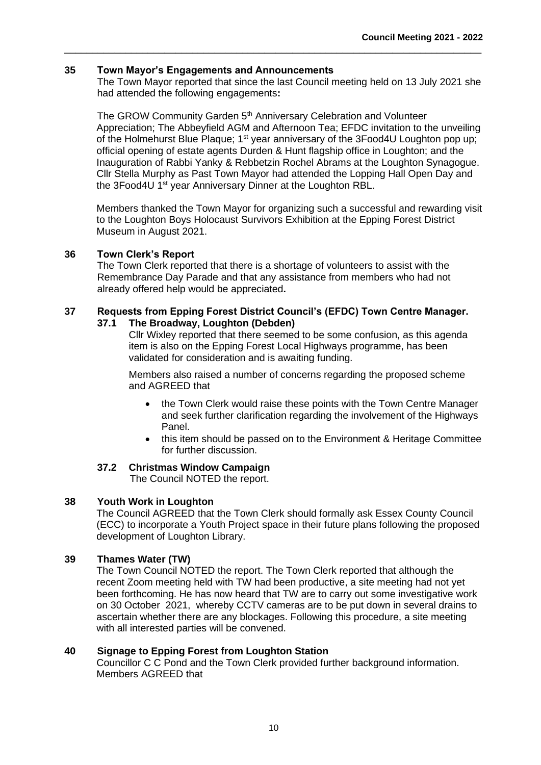### 35 Town Mayor's Engagements and Announcements

The Town Mayor reported that since the last Council meeting held on 13 July 2021 she had attended the following engagements**:**

The GROW Community Garden 5th Anniversary Celebration and Volunteer Appreciation; The Abbeyfield AGM and Afternoon Tea; EFDC invitation to the unveiling of the Holmehurst Blue Plaque; 1st year anniversary of the 3Food4U Loughton pop up; official opening of estate agents Durden & Hunt flagship office in Loughton; and the Inauguration of Rabbi Yanky & Rebbetzin Rochel Abrams at the Loughton Synagogue. Cllr Stella Murphy as Past Town Mayor had attended the Lopping Hall Open Day and the 3Food4U 1st year Anniversary Dinner at the Loughton RBL.

Members thanked the Town Mayor for organizing such a successful and rewarding visit to the Loughton Boys Holocaust Survivors Exhibition at the Epping Forest District Museum in August 2021.

### 36 Town Clerk's Report

The Town Clerk reported that there is a shortage of volunteers to assist with the Remembrance Day Parade and that any assistance from members who had not already offered help would be appreciated**.**

### 37 Requests from Epping Forest District Council's (EFDC) Town Centre Manager.

#### 37.1 The Broadway, Loughton (Debden)

Cllr Wixley reported that there seemed to be some confusion, as this agenda item is also on the Epping Forest Local Highways programme, has been validated for consideration and is awaiting funding.

Members also raised a number of concerns regarding the proposed scheme and AGREED that

- the Town Clerk would raise these points with the Town Centre Manager and seek further clarification regarding the involvement of the Highways Panel.
- this item should be passed on to the Environment & Heritage Committee for further discussion.

#### 37.2 Christmas Window Campaign

The Council NOTED the report.

### 38 Youth Work in Loughton

The Council AGREED that the Town Clerk should formally ask Essex County Council (ECC) to incorporate a Youth Project space in their future plans following the proposed development of Loughton Library.

### 39 Thames Water (TW)

The Town Council NOTED the report. The Town Clerk reported that although the recent Zoom meeting held with TW had been productive, a site meeting had not yet been forthcoming. He has now heard that TW are to carry out some investigative work on 30 October 2021, whereby CCTV cameras are to be put down in several drains to ascertain whether there are any blockages. Following this procedure, a site meeting with all interested parties will be convened.

### 40 Signage to Epping Forest from Loughton Station

Councillor C C Pond and the Town Clerk provided further background information. Members AGREED that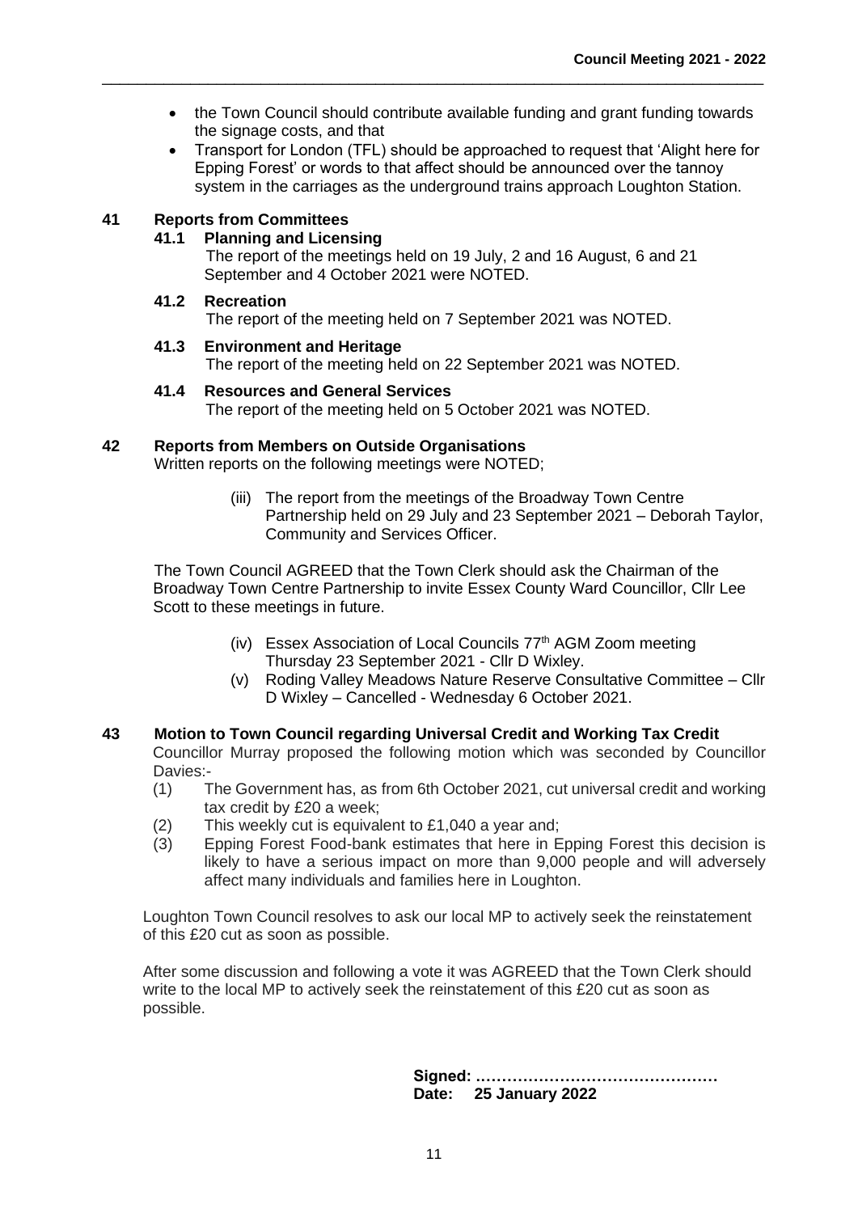- the Town Council should contribute available funding and grant funding towards the signage costs, and that
- Transport for London (TFL) should be approached to request that 'Alight here for Epping Forest' or words to that affect should be announced over the tannoy system in the carriages as the underground trains approach Loughton Station.

## 41 Reports from Committees

### 41.1 Planning and Licensing

The report of the meetings held on 19 July, 2 and 16 August, 6 and 21 September and 4 October 2021 were NOTED.

### 41.2 Recreation

The report of the meeting held on 7 September 2021 was NOTED.

### 41.3 Environment and Heritage

The report of the meeting held on 22 September 2021 was NOTED.

### 41.4 Resources and General Services

The report of the meeting held on 5 October 2021 was NOTED.

## 42 Reports from Members on Outside Organisations

Written reports on the following meetings were NOTED;

(iii) The report from the meetings of the Broadway Town Centre Partnership held on 29 July and 23 September 2021 – Deborah Taylor, Community and Services Officer.

The Town Council AGREED that the Town Clerk should ask the Chairman of the Broadway Town Centre Partnership to invite Essex County Ward Councillor, Cllr Lee Scott to these meetings in future.

(iv) Essex Association of Local Councils 77th AGM Zoom meeting Thursday 23 September 2021 - Cllr D Wixley.

(v) Roding Valley Meadows Nature Reserve Consultative Committee – Cllr D Wixley – Cancelled - Wednesday 6 October 2021.

## 43 Motion to Town Council regarding Universal Credit and Working Tax Credit

Councillor Murray proposed the following motion which was seconded by Councillor Davies:-

(1) The Government has, as from 6th October 2021, cut universal credit and working tax credit by £20 a week;

(2) This weekly cut is equivalent to £1,040 a year and;

(3) Epping Forest Food-bank estimates that here in Epping Forest this decision is likely to have a serious impact on more than 9,000 people and will adversely affect many individuals and families here in Loughton.

Loughton Town Council resolves to ask our local MP to actively seek the reinstatement of this £20 cut as soon as possible.

After some discussion and following a vote it was AGREED that the Town Clerk should write to the local MP to actively seek the reinstatement of this £20 cut as soon as possible.

**Signed: ………………………………………**
**Date: 25 January 2022**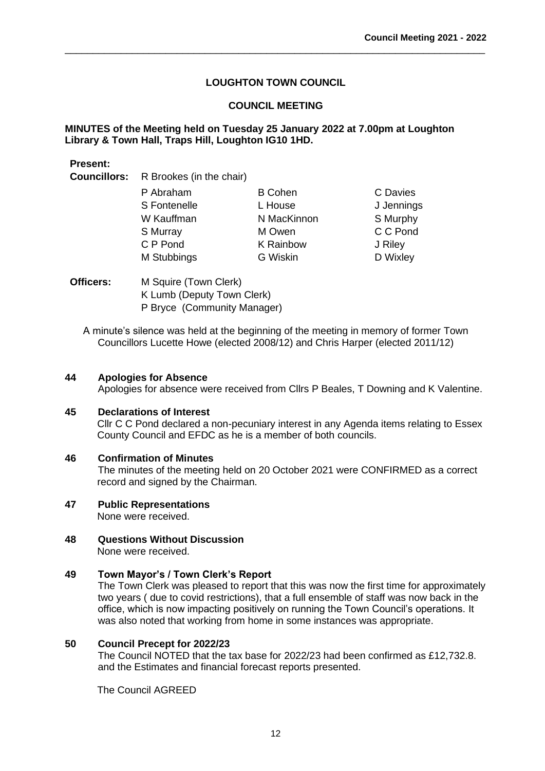# LOUGHTON TOWN COUNCIL

## COUNCIL MEETING

**MINUTES of the Meeting held on Tuesday 25 January 2022 at 7.00pm at Loughton Library & Town Hall, Traps Hill, Loughton IG10 1HD.**

**Present:**

**Councillors:** R Brookes (in the chair)

| | | |
|---|---|---|
| P Abraham | B Cohen | C Davies |
| S Fontenelle | L House | J Jennings |
| W Kauffman | N MacKinnon | S Murphy |
| S Murray | M Owen | C C Pond |
| C P Pond | K Rainbow | J Riley |
| M Stubbings | G Wiskin | D Wixley |

**Officers:** M Squire (Town Clerk)
K Lumb (Deputy Town Clerk)
P Bryce (Community Manager)

A minute's silence was held at the beginning of the meeting in memory of former Town Councillors Lucette Howe (elected 2008/12) and Chris Harper (elected 2011/12)

**44 Apologies for Absence**

Apologies for absence were received from Cllrs P Beales, T Downing and K Valentine.

**45 Declarations of Interest**

Cllr C C Pond declared a non-pecuniary interest in any Agenda items relating to Essex County Council and EFDC as he is a member of both councils.

**46 Confirmation of Minutes**

The minutes of the meeting held on 20 October 2021 were CONFIRMED as a correct record and signed by the Chairman.

**47 Public Representations**

None were received.

**48 Questions Without Discussion**

None were received.

**49 Town Mayor's / Town Clerk's Report**

The Town Clerk was pleased to report that this was now the first time for approximately two years ( due to covid restrictions), that a full ensemble of staff was now back in the office, which is now impacting positively on running the Town Council's operations. It was also noted that working from home in some instances was appropriate.

**50 Council Precept for 2022/23**

The Council NOTED that the tax base for 2022/23 had been confirmed as £12,732.8. and the Estimates and financial forecast reports presented.

The Council AGREED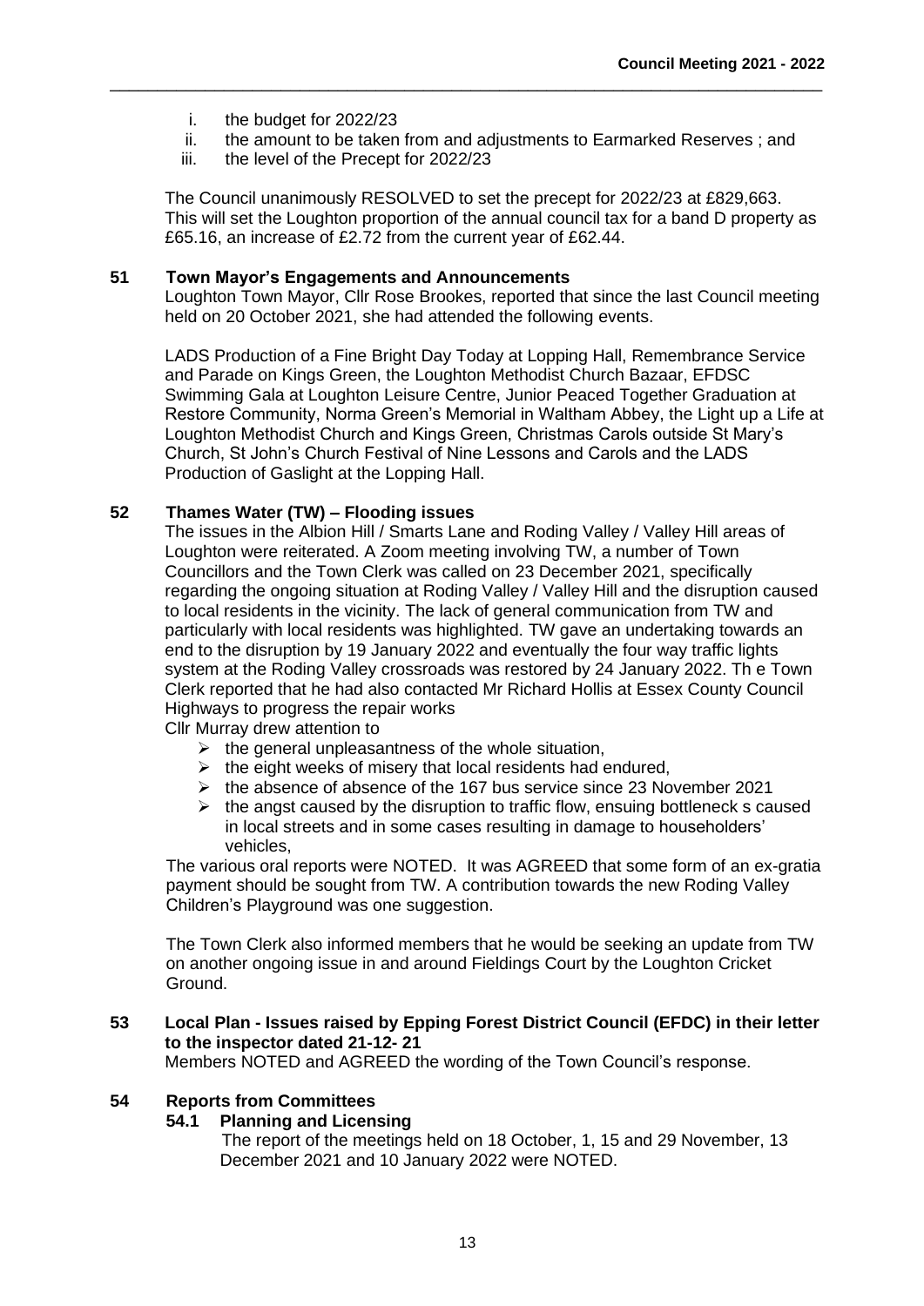i. the budget for 2022/23
ii. the amount to be taken from and adjustments to Earmarked Reserves ; and
iii. the level of the Precept for 2022/23

The Council unanimously RESOLVED to set the precept for 2022/23 at £829,663. This will set the Loughton proportion of the annual council tax for a band D property as £65.16, an increase of £2.72 from the current year of £62.44.

**51 Town Mayor's Engagements and Announcements**

Loughton Town Mayor, Cllr Rose Brookes, reported that since the last Council meeting held on 20 October 2021, she had attended the following events.

LADS Production of a Fine Bright Day Today at Lopping Hall, Remembrance Service and Parade on Kings Green, the Loughton Methodist Church Bazaar, EFDSC Swimming Gala at Loughton Leisure Centre, Junior Peaced Together Graduation at Restore Community, Norma Green's Memorial in Waltham Abbey, the Light up a Life at Loughton Methodist Church and Kings Green, Christmas Carols outside St Mary's Church, St John's Church Festival of Nine Lessons and Carols and the LADS Production of Gaslight at the Lopping Hall.

**52 Thames Water (TW) – Flooding issues**

The issues in the Albion Hill / Smarts Lane and Roding Valley / Valley Hill areas of Loughton were reiterated. A Zoom meeting involving TW, a number of Town Councillors and the Town Clerk was called on 23 December 2021, specifically regarding the ongoing situation at Roding Valley / Valley Hill and the disruption caused to local residents in the vicinity. The lack of general communication from TW and particularly with local residents was highlighted. TW gave an undertaking towards an end to the disruption by 19 January 2022 and eventually the four way traffic lights system at the Roding Valley crossroads was restored by 24 January 2022. Th e Town Clerk reported that he had also contacted Mr Richard Hollis at Essex County Council Highways to progress the repair works

Cllr Murray drew attention to

- the general unpleasantness of the whole situation,
- the eight weeks of misery that local residents had endured,
- the absence of absence of the 167 bus service since 23 November 2021
- the angst caused by the disruption to traffic flow, ensuing bottleneck s caused in local streets and in some cases resulting in damage to householders' vehicles,

The various oral reports were NOTED. It was AGREED that some form of an ex-gratia payment should be sought from TW. A contribution towards the new Roding Valley Children's Playground was one suggestion.

The Town Clerk also informed members that he would be seeking an update from TW on another ongoing issue in and around Fieldings Court by the Loughton Cricket Ground.

**53 Local Plan - Issues raised by Epping Forest District Council (EFDC) in their letter to the inspector dated 21-12- 21**

Members NOTED and AGREED the wording of the Town Council's response.

**54 Reports from Committees**

**54.1 Planning and Licensing**

The report of the meetings held on 18 October, 1, 15 and 29 November, 13 December 2021 and 10 January 2022 were NOTED.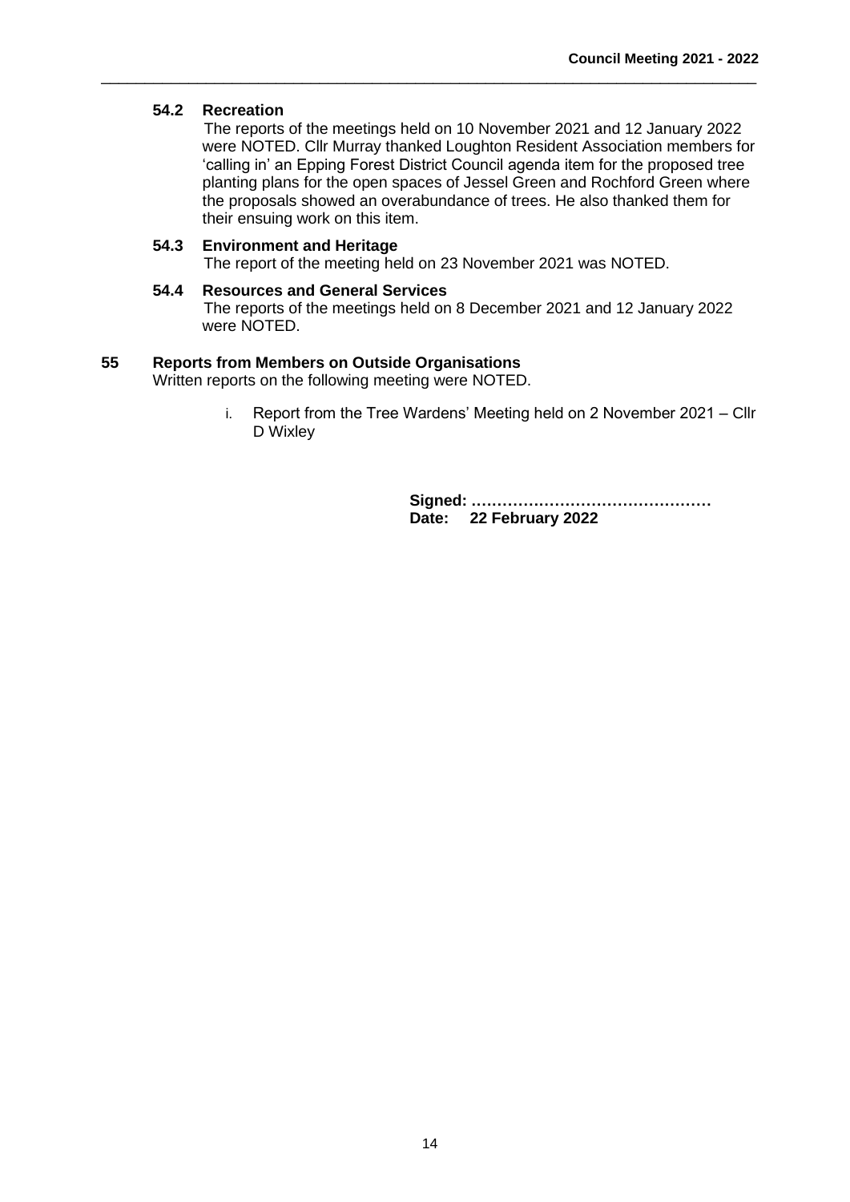### 54.2 Recreation

The reports of the meetings held on 10 November 2021 and 12 January 2022 were NOTED. Cllr Murray thanked Loughton Resident Association members for 'calling in' an Epping Forest District Council agenda item for the proposed tree planting plans for the open spaces of Jessel Green and Rochford Green where the proposals showed an overabundance of trees. He also thanked them for their ensuing work on this item.

### 54.3 Environment and Heritage

The report of the meeting held on 23 November 2021 was NOTED.

### 54.4 Resources and General Services

The reports of the meetings held on 8 December 2021 and 12 January 2022 were NOTED.

## 55 Reports from Members on Outside Organisations

Written reports on the following meeting were NOTED.

i. Report from the Tree Wardens' Meeting held on 2 November 2021 – Cllr D Wixley

**Signed: ………………………………………**
**Date: 22 February 2022**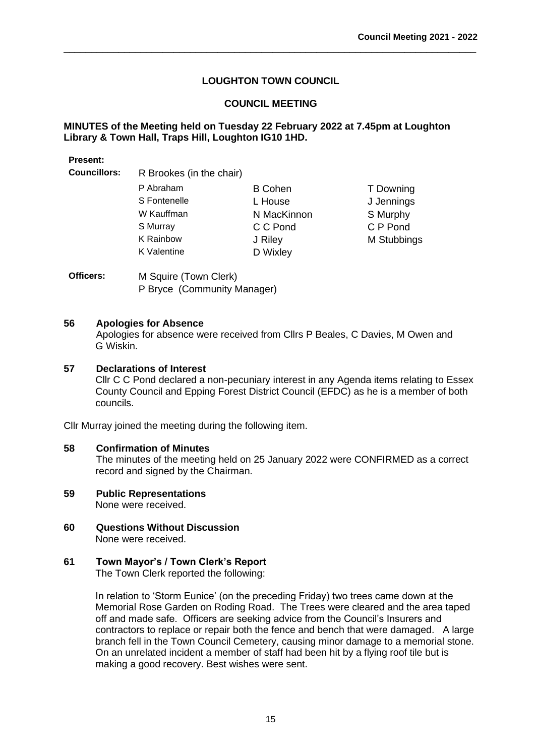**LOUGHTON TOWN COUNCIL**

**COUNCIL MEETING**

**MINUTES of the Meeting held on Tuesday 22 February 2022 at 7.45pm at Loughton Library & Town Hall, Traps Hill, Loughton IG10 1HD.**

**Present:**

**Councillors:** R Brookes (in the chair)

| | | |
|---|---|---|
| P Abraham | B Cohen | T Downing |
| S Fontenelle | L House | J Jennings |
| W Kauffman | N MacKinnon | S Murphy |
| S Murray | C C Pond | C P Pond |
| K Rainbow | J Riley | M Stubbings |
| K Valentine | D Wixley | |

**Officers:** M Squire (Town Clerk)
P Bryce (Community Manager)

**56 Apologies for Absence**

Apologies for absence were received from Cllrs P Beales, C Davies, M Owen and G Wiskin.

**57 Declarations of Interest**

Cllr C C Pond declared a non-pecuniary interest in any Agenda items relating to Essex County Council and Epping Forest District Council (EFDC) as he is a member of both councils.

Cllr Murray joined the meeting during the following item.

**58 Confirmation of Minutes**

The minutes of the meeting held on 25 January 2022 were CONFIRMED as a correct record and signed by the Chairman.

**59 Public Representations**

None were received.

**60 Questions Without Discussion**

None were received.

**61 Town Mayor's / Town Clerk's Report**

The Town Clerk reported the following:

In relation to 'Storm Eunice' (on the preceding Friday) two trees came down at the Memorial Rose Garden on Roding Road. The Trees were cleared and the area taped off and made safe. Officers are seeking advice from the Council's Insurers and contractors to replace or repair both the fence and bench that were damaged. A large branch fell in the Town Council Cemetery, causing minor damage to a memorial stone. On an unrelated incident a member of staff had been hit by a flying roof tile but is making a good recovery. Best wishes were sent.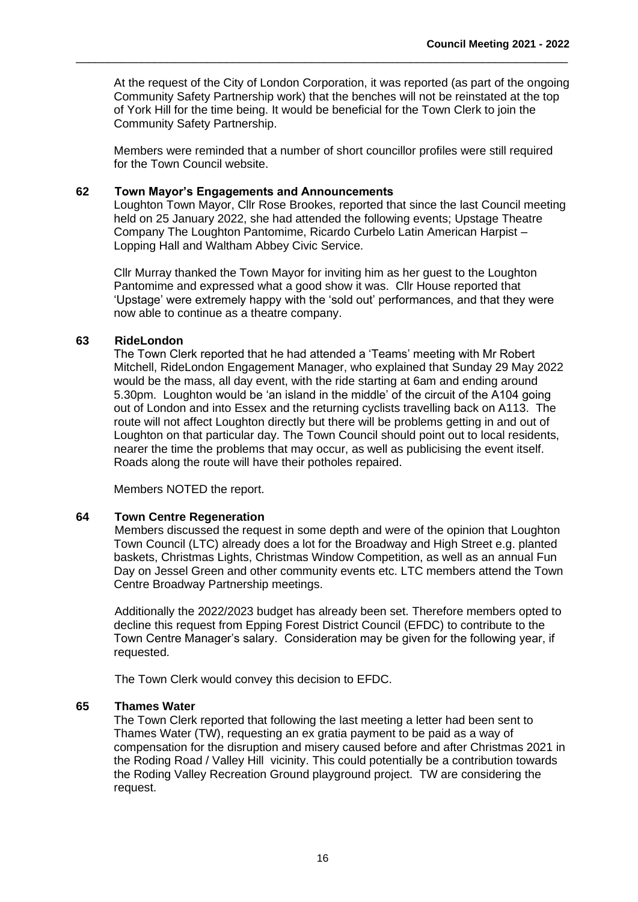At the request of the City of London Corporation, it was reported (as part of the ongoing Community Safety Partnership work) that the benches will not be reinstated at the top of York Hill for the time being. It would be beneficial for the Town Clerk to join the Community Safety Partnership.

Members were reminded that a number of short councillor profiles were still required for the Town Council website.

**62 Town Mayor's Engagements and Announcements**

Loughton Town Mayor, Cllr Rose Brookes, reported that since the last Council meeting held on 25 January 2022, she had attended the following events; Upstage Theatre Company The Loughton Pantomime, Ricardo Curbelo Latin American Harpist – Lopping Hall and Waltham Abbey Civic Service.

Cllr Murray thanked the Town Mayor for inviting him as her guest to the Loughton Pantomime and expressed what a good show it was. Cllr House reported that 'Upstage' were extremely happy with the 'sold out' performances, and that they were now able to continue as a theatre company.

**63 RideLondon**

The Town Clerk reported that he had attended a 'Teams' meeting with Mr Robert Mitchell, RideLondon Engagement Manager, who explained that Sunday 29 May 2022 would be the mass, all day event, with the ride starting at 6am and ending around 5.30pm. Loughton would be 'an island in the middle' of the circuit of the A104 going out of London and into Essex and the returning cyclists travelling back on A113. The route will not affect Loughton directly but there will be problems getting in and out of Loughton on that particular day. The Town Council should point out to local residents, nearer the time the problems that may occur, as well as publicising the event itself. Roads along the route will have their potholes repaired.

Members NOTED the report.

**64 Town Centre Regeneration**

Members discussed the request in some depth and were of the opinion that Loughton Town Council (LTC) already does a lot for the Broadway and High Street e.g. planted baskets, Christmas Lights, Christmas Window Competition, as well as an annual Fun Day on Jessel Green and other community events etc. LTC members attend the Town Centre Broadway Partnership meetings.

Additionally the 2022/2023 budget has already been set. Therefore members opted to decline this request from Epping Forest District Council (EFDC) to contribute to the Town Centre Manager's salary. Consideration may be given for the following year, if requested.

The Town Clerk would convey this decision to EFDC.

**65 Thames Water**

The Town Clerk reported that following the last meeting a letter had been sent to Thames Water (TW), requesting an ex gratia payment to be paid as a way of compensation for the disruption and misery caused before and after Christmas 2021 in the Roding Road / Valley Hill vicinity. This could potentially be a contribution towards the Roding Valley Recreation Ground playground project. TW are considering the request.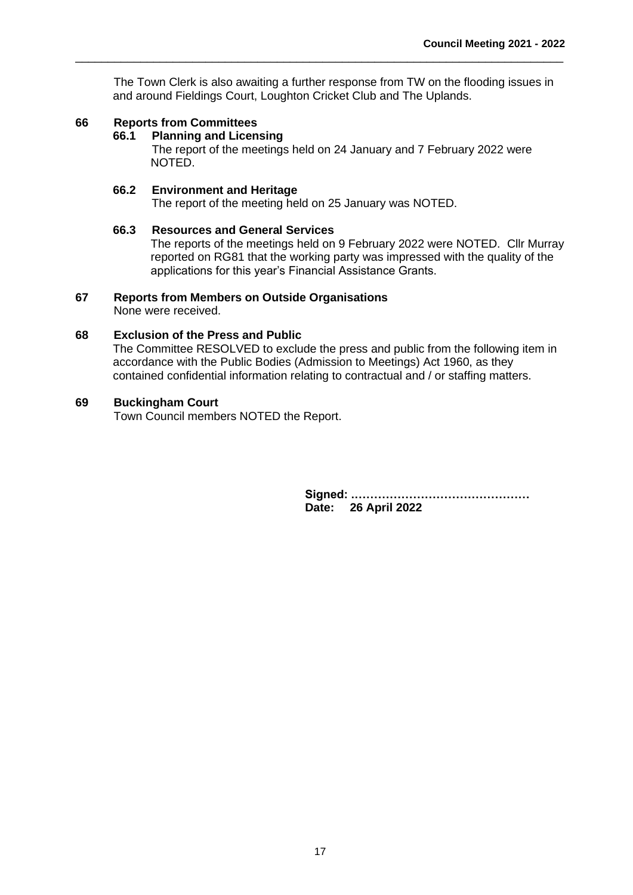The Town Clerk is also awaiting a further response from TW on the flooding issues in and around Fieldings Court, Loughton Cricket Club and The Uplands.

## 66 Reports from Committees

### 66.1 Planning and Licensing

The report of the meetings held on 24 January and 7 February 2022 were NOTED.

### 66.2 Environment and Heritage

The report of the meeting held on 25 January was NOTED.

### 66.3 Resources and General Services

The reports of the meetings held on 9 February 2022 were NOTED. Cllr Murray reported on RG81 that the working party was impressed with the quality of the applications for this year's Financial Assistance Grants.

## 67 Reports from Members on Outside Organisations

None were received.

## 68 Exclusion of the Press and Public

The Committee RESOLVED to exclude the press and public from the following item in accordance with the Public Bodies (Admission to Meetings) Act 1960, as they contained confidential information relating to contractual and / or staffing matters.

## 69 Buckingham Court

Town Council members NOTED the Report.

**Signed: ………………………………………**
**Date: 26 April 2022**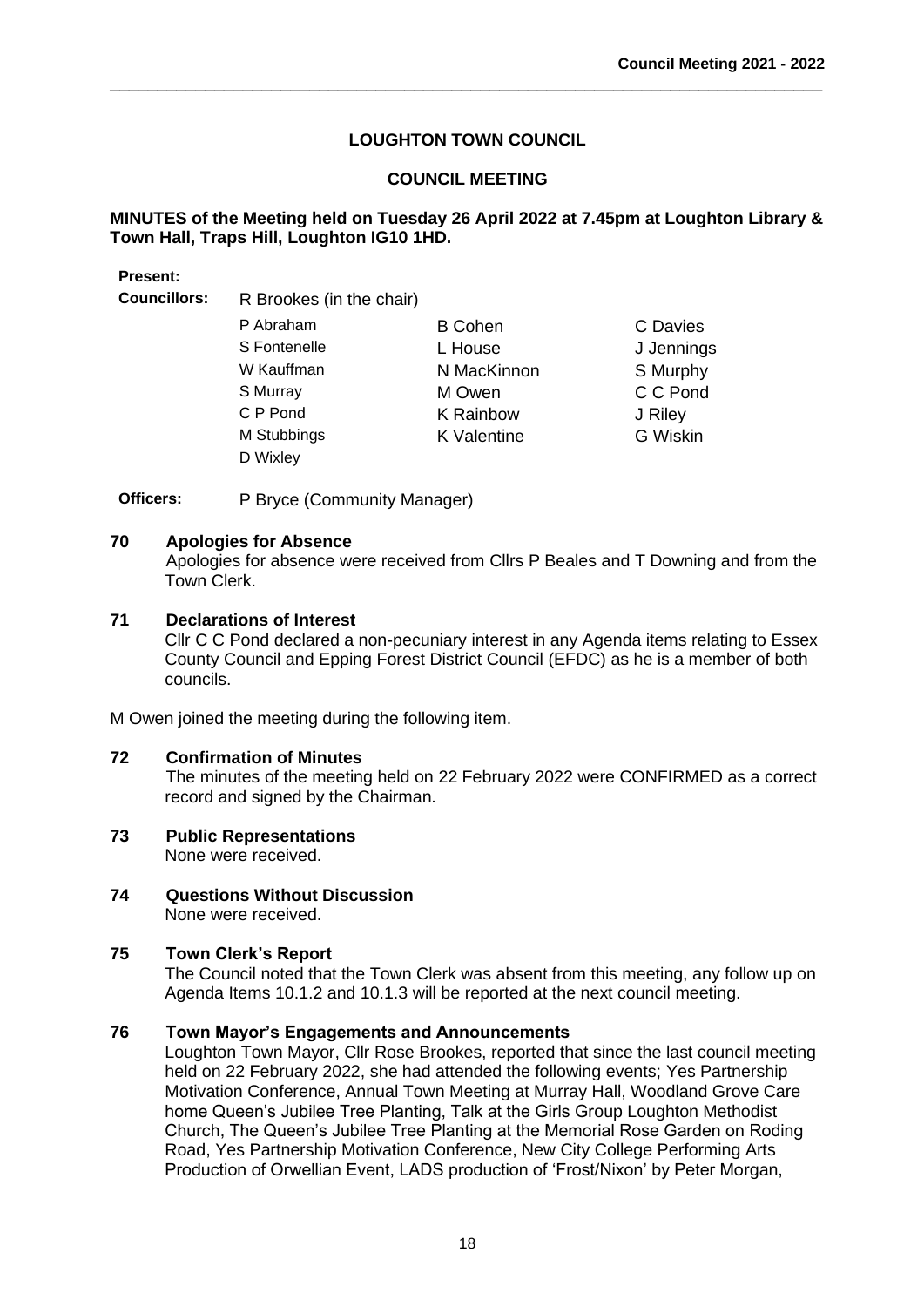# LOUGHTON TOWN COUNCIL

## COUNCIL MEETING

**MINUTES of the Meeting held on Tuesday 26 April 2022 at 7.45pm at Loughton Library & Town Hall, Traps Hill, Loughton IG10 1HD.**

**Present:**

**Councillors:** R Brookes (in the chair)

| | | |
|---|---|---|
| P Abraham | B Cohen | C Davies |
| S Fontenelle | L House | J Jennings |
| W Kauffman | N MacKinnon | S Murphy |
| S Murray | M Owen | C C Pond |
| C P Pond | K Rainbow | J Riley |
| M Stubbings | K Valentine | G Wiskin |
| D Wixley | | |

**Officers:** P Bryce (Community Manager)

**70 Apologies for Absence**

Apologies for absence were received from Cllrs P Beales and T Downing and from the Town Clerk.

**71 Declarations of Interest**

Cllr C C Pond declared a non-pecuniary interest in any Agenda items relating to Essex County Council and Epping Forest District Council (EFDC) as he is a member of both councils.

M Owen joined the meeting during the following item.

**72 Confirmation of Minutes**

The minutes of the meeting held on 22 February 2022 were CONFIRMED as a correct record and signed by the Chairman.

**73 Public Representations**

None were received.

**74 Questions Without Discussion**

None were received.

**75 Town Clerk's Report**

The Council noted that the Town Clerk was absent from this meeting, any follow up on Agenda Items 10.1.2 and 10.1.3 will be reported at the next council meeting.

**76 Town Mayor's Engagements and Announcements**

Loughton Town Mayor, Cllr Rose Brookes, reported that since the last council meeting held on 22 February 2022, she had attended the following events; Yes Partnership Motivation Conference, Annual Town Meeting at Murray Hall, Woodland Grove Care home Queen's Jubilee Tree Planting, Talk at the Girls Group Loughton Methodist Church, The Queen's Jubilee Tree Planting at the Memorial Rose Garden on Roding Road, Yes Partnership Motivation Conference, New City College Performing Arts Production of Orwellian Event, LADS production of 'Frost/Nixon' by Peter Morgan,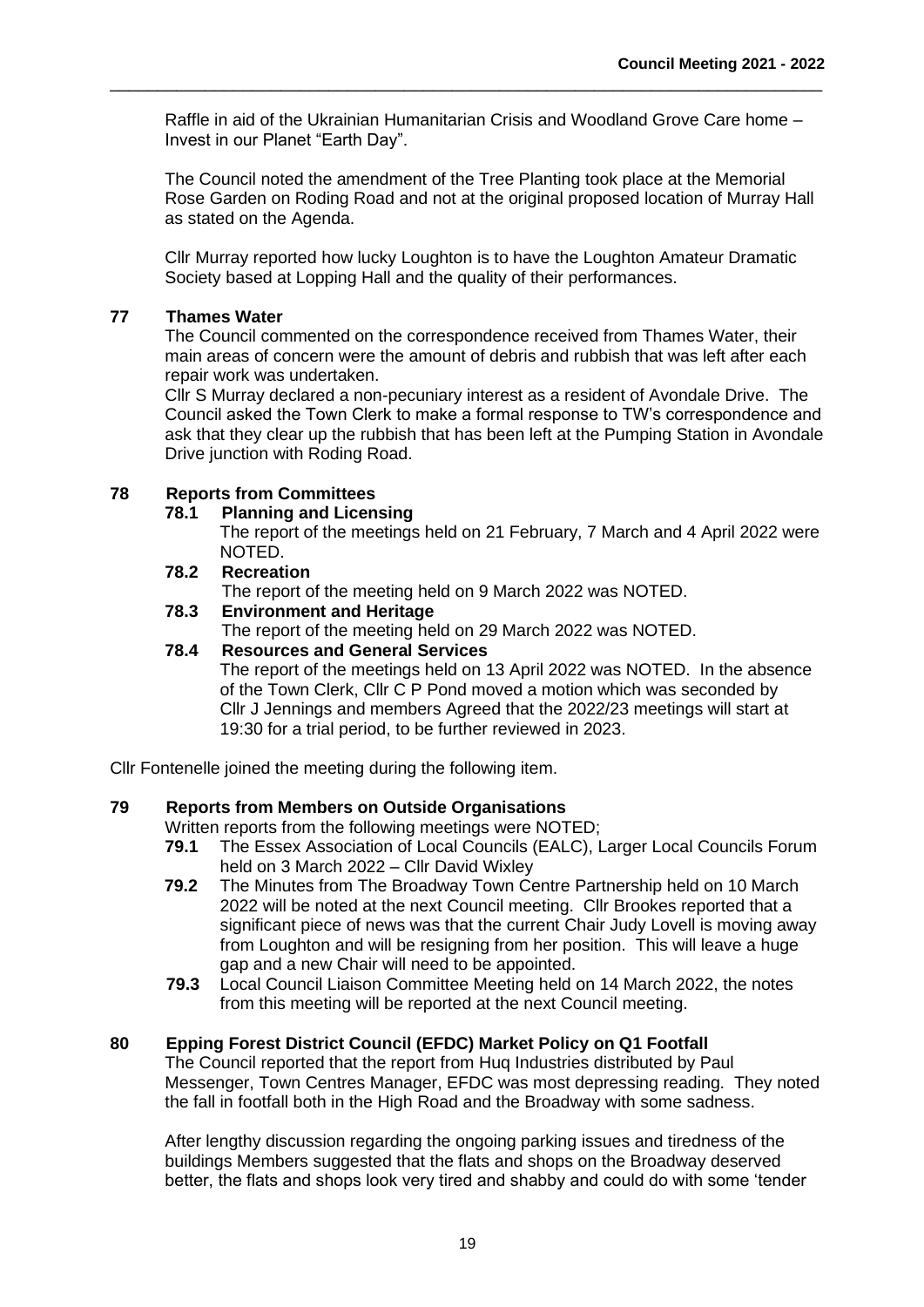Raffle in aid of the Ukrainian Humanitarian Crisis and Woodland Grove Care home – Invest in our Planet "Earth Day".

The Council noted the amendment of the Tree Planting took place at the Memorial Rose Garden on Roding Road and not at the original proposed location of Murray Hall as stated on the Agenda.

Cllr Murray reported how lucky Loughton is to have the Loughton Amateur Dramatic Society based at Lopping Hall and the quality of their performances.

**77 Thames Water**

The Council commented on the correspondence received from Thames Water, their main areas of concern were the amount of debris and rubbish that was left after each repair work was undertaken.

Cllr S Murray declared a non-pecuniary interest as a resident of Avondale Drive. The Council asked the Town Clerk to make a formal response to TW's correspondence and ask that they clear up the rubbish that has been left at the Pumping Station in Avondale Drive junction with Roding Road.

**78 Reports from Committees**

**78.1 Planning and Licensing**

The report of the meetings held on 21 February, 7 March and 4 April 2022 were NOTED.

**78.2 Recreation**

The report of the meeting held on 9 March 2022 was NOTED.

**78.3 Environment and Heritage**

The report of the meeting held on 29 March 2022 was NOTED.

**78.4 Resources and General Services**

The report of the meetings held on 13 April 2022 was NOTED. In the absence of the Town Clerk, Cllr C P Pond moved a motion which was seconded by Cllr J Jennings and members Agreed that the 2022/23 meetings will start at 19:30 for a trial period, to be further reviewed in 2023.

Cllr Fontenelle joined the meeting during the following item.

**79 Reports from Members on Outside Organisations**

Written reports from the following meetings were NOTED;

**79.1** The Essex Association of Local Councils (EALC), Larger Local Councils Forum held on 3 March 2022 – Cllr David Wixley

**79.2** The Minutes from The Broadway Town Centre Partnership held on 10 March 2022 will be noted at the next Council meeting. Cllr Brookes reported that a significant piece of news was that the current Chair Judy Lovell is moving away from Loughton and will be resigning from her position. This will leave a huge gap and a new Chair will need to be appointed.

**79.3** Local Council Liaison Committee Meeting held on 14 March 2022, the notes from this meeting will be reported at the next Council meeting.

**80 Epping Forest District Council (EFDC) Market Policy on Q1 Footfall**

The Council reported that the report from Huq Industries distributed by Paul Messenger, Town Centres Manager, EFDC was most depressing reading. They noted the fall in footfall both in the High Road and the Broadway with some sadness.

After lengthy discussion regarding the ongoing parking issues and tiredness of the buildings Members suggested that the flats and shops on the Broadway deserved better, the flats and shops look very tired and shabby and could do with some 'tender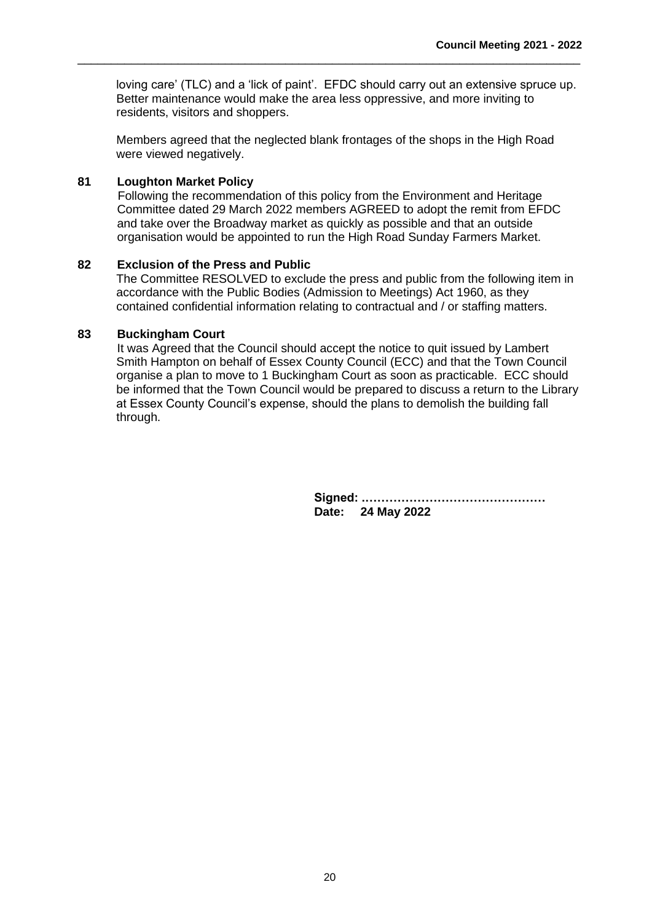loving care' (TLC) and a 'lick of paint'. EFDC should carry out an extensive spruce up. Better maintenance would make the area less oppressive, and more inviting to residents, visitors and shoppers.

Members agreed that the neglected blank frontages of the shops in the High Road were viewed negatively.

**81 Loughton Market Policy**

Following the recommendation of this policy from the Environment and Heritage Committee dated 29 March 2022 members AGREED to adopt the remit from EFDC and take over the Broadway market as quickly as possible and that an outside organisation would be appointed to run the High Road Sunday Farmers Market.

**82 Exclusion of the Press and Public**

The Committee RESOLVED to exclude the press and public from the following item in accordance with the Public Bodies (Admission to Meetings) Act 1960, as they contained confidential information relating to contractual and / or staffing matters.

**83 Buckingham Court**

It was Agreed that the Council should accept the notice to quit issued by Lambert Smith Hampton on behalf of Essex County Council (ECC) and that the Town Council organise a plan to move to 1 Buckingham Court as soon as practicable. ECC should be informed that the Town Council would be prepared to discuss a return to the Library at Essex County Council's expense, should the plans to demolish the building fall through.

**Signed: ………………………………………**
**Date: 24 May 2022**